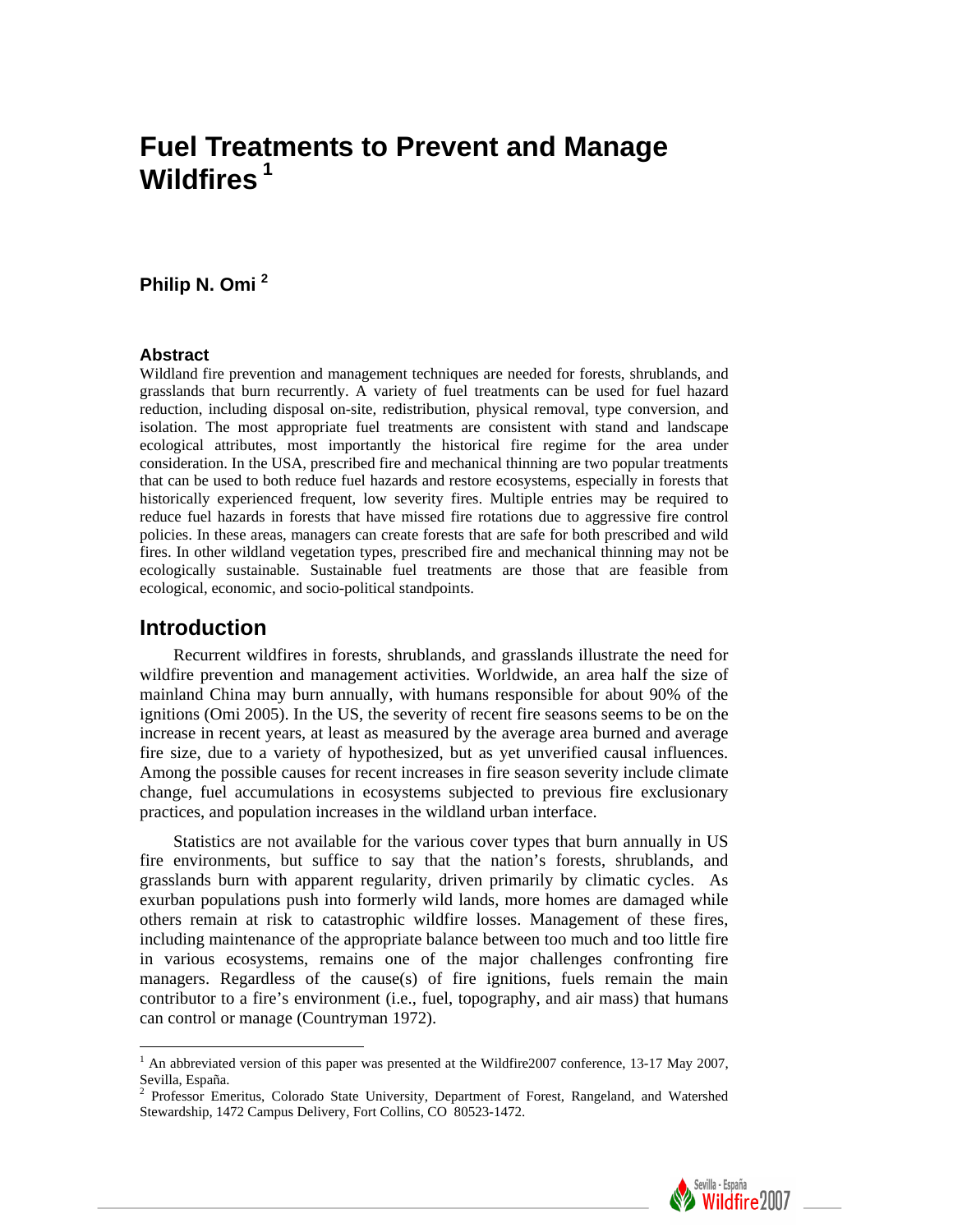# Fuel Treatments to Prevent and Manage Wildfires [1]

**Philip N. Omi [2]**

### Abstract

Wildland fire prevention and management techniques are needed for forests, shrublands, and grasslands that burn recurrently. A variety of fuel treatments can be used for fuel hazard reduction, including disposal on-site, redistribution, physical removal, type conversion, and isolation. The most appropriate fuel treatments are consistent with stand and landscape ecological attributes, most importantly the historical fire regime for the area under consideration. In the USA, prescribed fire and mechanical thinning are two popular treatments that can be used to both reduce fuel hazards and restore ecosystems, especially in forests that historically experienced frequent, low severity fires. Multiple entries may be required to reduce fuel hazards in forests that have missed fire rotations due to aggressive fire control policies. In these areas, managers can create forests that are safe for both prescribed and wild fires. In other wildland vegetation types, prescribed fire and mechanical thinning may not be ecologically sustainable. Sustainable fuel treatments are those that are feasible from ecological, economic, and socio-political standpoints.

## Introduction

Recurrent wildfires in forests, shrublands, and grasslands illustrate the need for wildfire prevention and management activities. Worldwide, an area half the size of mainland China may burn annually, with humans responsible for about 90% of the ignitions (Omi 2005). In the US, the severity of recent fire seasons seems to be on the increase in recent years, at least as measured by the average area burned and average fire size, due to a variety of hypothesized, but as yet unverified causal influences. Among the possible causes for recent increases in fire season severity include climate change, fuel accumulations in ecosystems subjected to previous fire exclusionary practices, and population increases in the wildland urban interface.

Statistics are not available for the various cover types that burn annually in US fire environments, but suffice to say that the nation's forests, shrublands, and grasslands burn with apparent regularity, driven primarily by climatic cycles. As exurban populations push into formerly wild lands, more homes are damaged while others remain at risk to catastrophic wildfire losses. Management of these fires, including maintenance of the appropriate balance between too much and too little fire in various ecosystems, remains one of the major challenges confronting fire managers. Regardless of the cause(s) of fire ignitions, fuels remain the main contributor to a fire's environment (i.e., fuel, topography, and air mass) that humans can control or manage (Countryman 1972).

---

[1] An abbreviated version of this paper was presented at the Wildfire2007 conference, 13-17 May 2007, Sevilla, España.

[2] Professor Emeritus, Colorado State University, Department of Forest, Rangeland, and Watershed Stewardship, 1472 Campus Delivery, Fort Collins, CO 80523-1472.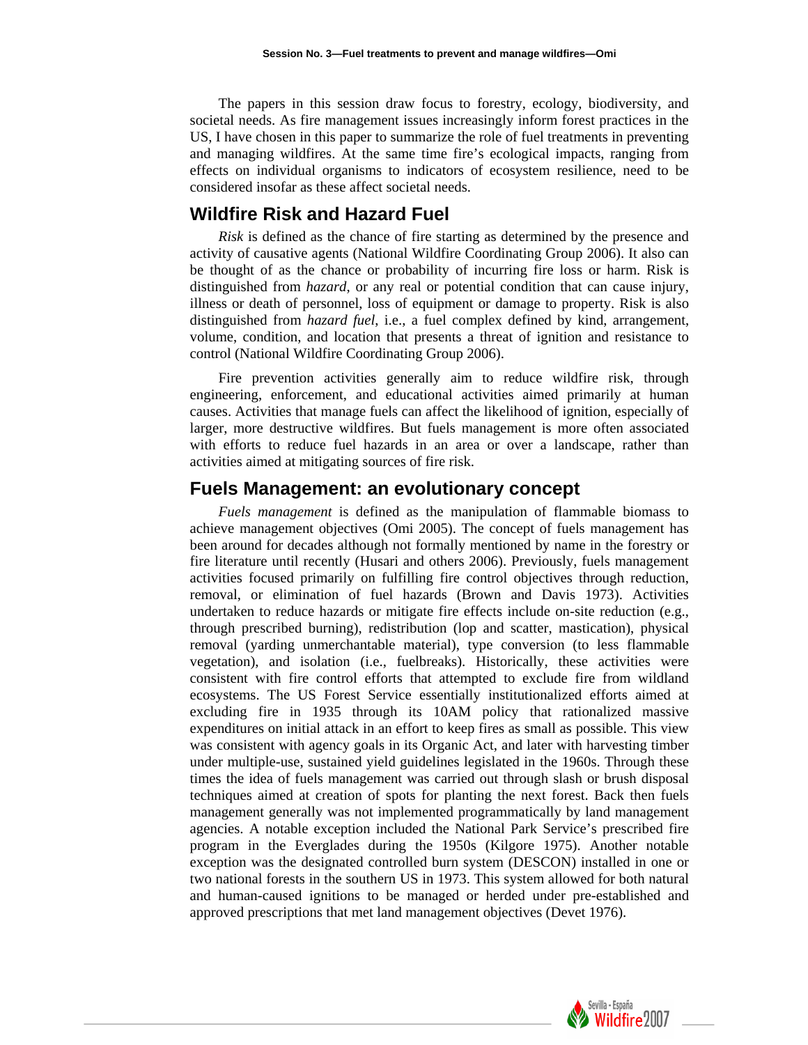The papers in this session draw focus to forestry, ecology, biodiversity, and societal needs. As fire management issues increasingly inform forest practices in the US, I have chosen in this paper to summarize the role of fuel treatments in preventing and managing wildfires. At the same time fire's ecological impacts, ranging from effects on individual organisms to indicators of ecosystem resilience, need to be considered insofar as these affect societal needs.

## Wildfire Risk and Hazard Fuel

*Risk* is defined as the chance of fire starting as determined by the presence and activity of causative agents (National Wildfire Coordinating Group 2006). It also can be thought of as the chance or probability of incurring fire loss or harm. Risk is distinguished from *hazard*, or any real or potential condition that can cause injury, illness or death of personnel, loss of equipment or damage to property. Risk is also distinguished from *hazard fuel*, i.e., a fuel complex defined by kind, arrangement, volume, condition, and location that presents a threat of ignition and resistance to control (National Wildfire Coordinating Group 2006).

Fire prevention activities generally aim to reduce wildfire risk, through engineering, enforcement, and educational activities aimed primarily at human causes. Activities that manage fuels can affect the likelihood of ignition, especially of larger, more destructive wildfires. But fuels management is more often associated with efforts to reduce fuel hazards in an area or over a landscape, rather than activities aimed at mitigating sources of fire risk.

## Fuels Management: an evolutionary concept

*Fuels management* is defined as the manipulation of flammable biomass to achieve management objectives (Omi 2005). The concept of fuels management has been around for decades although not formally mentioned by name in the forestry or fire literature until recently (Husari and others 2006). Previously, fuels management activities focused primarily on fulfilling fire control objectives through reduction, removal, or elimination of fuel hazards (Brown and Davis 1973). Activities undertaken to reduce hazards or mitigate fire effects include on-site reduction (e.g., through prescribed burning), redistribution (lop and scatter, mastication), physical removal (yarding unmerchantable material), type conversion (to less flammable vegetation), and isolation (i.e., fuelbreaks). Historically, these activities were consistent with fire control efforts that attempted to exclude fire from wildland ecosystems. The US Forest Service essentially institutionalized efforts aimed at excluding fire in 1935 through its 10AM policy that rationalized massive expenditures on initial attack in an effort to keep fires as small as possible. This view was consistent with agency goals in its Organic Act, and later with harvesting timber under multiple-use, sustained yield guidelines legislated in the 1960s. Through these times the idea of fuels management was carried out through slash or brush disposal techniques aimed at creation of spots for planting the next forest. Back then fuels management generally was not implemented programmatically by land management agencies. A notable exception included the National Park Service's prescribed fire program in the Everglades during the 1950s (Kilgore 1975). Another notable exception was the designated controlled burn system (DESCON) installed in one or two national forests in the southern US in 1973. This system allowed for both natural and human-caused ignitions to be managed or herded under pre-established and approved prescriptions that met land management objectives (Devet 1976).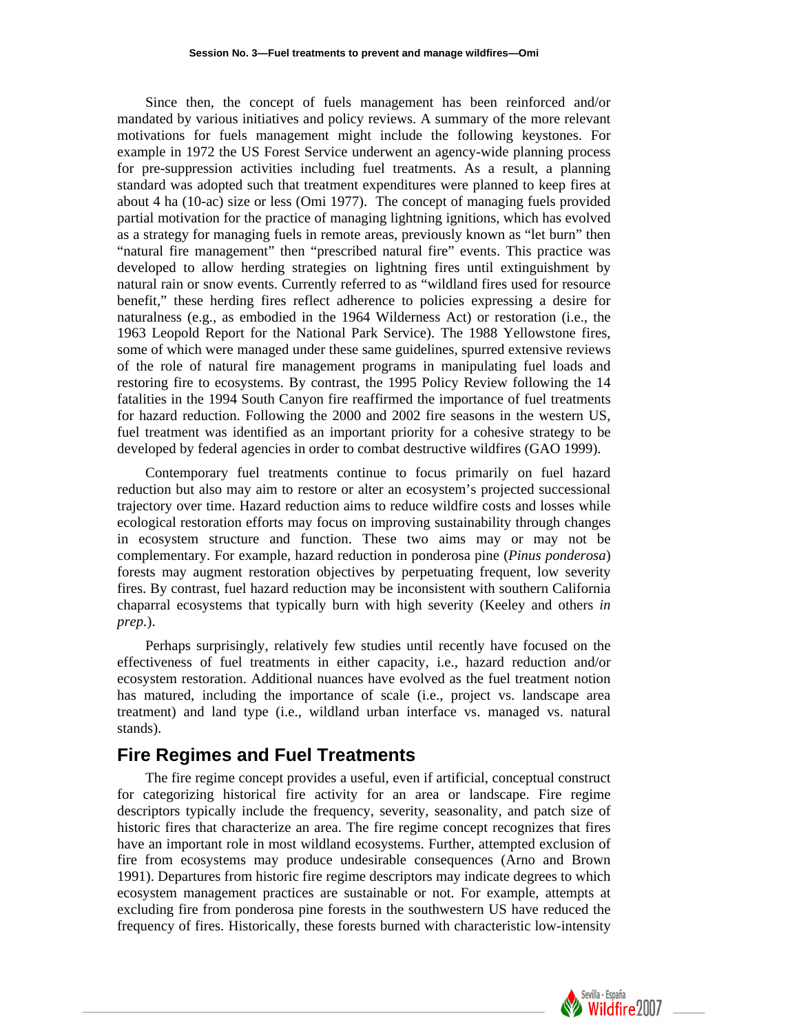Since then, the concept of fuels management has been reinforced and/or mandated by various initiatives and policy reviews. A summary of the more relevant motivations for fuels management might include the following keystones. For example in 1972 the US Forest Service underwent an agency-wide planning process for pre-suppression activities including fuel treatments. As a result, a planning standard was adopted such that treatment expenditures were planned to keep fires at about 4 ha (10-ac) size or less (Omi 1977). The concept of managing fuels provided partial motivation for the practice of managing lightning ignitions, which has evolved as a strategy for managing fuels in remote areas, previously known as "let burn" then "natural fire management" then "prescribed natural fire" events. This practice was developed to allow herding strategies on lightning fires until extinguishment by natural rain or snow events. Currently referred to as "wildland fires used for resource benefit," these herding fires reflect adherence to policies expressing a desire for naturalness (e.g., as embodied in the 1964 Wilderness Act) or restoration (i.e., the 1963 Leopold Report for the National Park Service). The 1988 Yellowstone fires, some of which were managed under these same guidelines, spurred extensive reviews of the role of natural fire management programs in manipulating fuel loads and restoring fire to ecosystems. By contrast, the 1995 Policy Review following the 14 fatalities in the 1994 South Canyon fire reaffirmed the importance of fuel treatments for hazard reduction. Following the 2000 and 2002 fire seasons in the western US, fuel treatment was identified as an important priority for a cohesive strategy to be developed by federal agencies in order to combat destructive wildfires (GAO 1999).

Contemporary fuel treatments continue to focus primarily on fuel hazard reduction but also may aim to restore or alter an ecosystem's projected successional trajectory over time. Hazard reduction aims to reduce wildfire costs and losses while ecological restoration efforts may focus on improving sustainability through changes in ecosystem structure and function. These two aims may or may not be complementary. For example, hazard reduction in ponderosa pine (*Pinus ponderosa*) forests may augment restoration objectives by perpetuating frequent, low severity fires. By contrast, fuel hazard reduction may be inconsistent with southern California chaparral ecosystems that typically burn with high severity (Keeley and others *in prep.*).

Perhaps surprisingly, relatively few studies until recently have focused on the effectiveness of fuel treatments in either capacity, i.e., hazard reduction and/or ecosystem restoration. Additional nuances have evolved as the fuel treatment notion has matured, including the importance of scale (i.e., project vs. landscape area treatment) and land type (i.e., wildland urban interface vs. managed vs. natural stands).

## Fire Regimes and Fuel Treatments

The fire regime concept provides a useful, even if artificial, conceptual construct for categorizing historical fire activity for an area or landscape. Fire regime descriptors typically include the frequency, severity, seasonality, and patch size of historic fires that characterize an area. The fire regime concept recognizes that fires have an important role in most wildland ecosystems. Further, attempted exclusion of fire from ecosystems may produce undesirable consequences (Arno and Brown 1991). Departures from historic fire regime descriptors may indicate degrees to which ecosystem management practices are sustainable or not. For example, attempts at excluding fire from ponderosa pine forests in the southwestern US have reduced the frequency of fires. Historically, these forests burned with characteristic low-intensity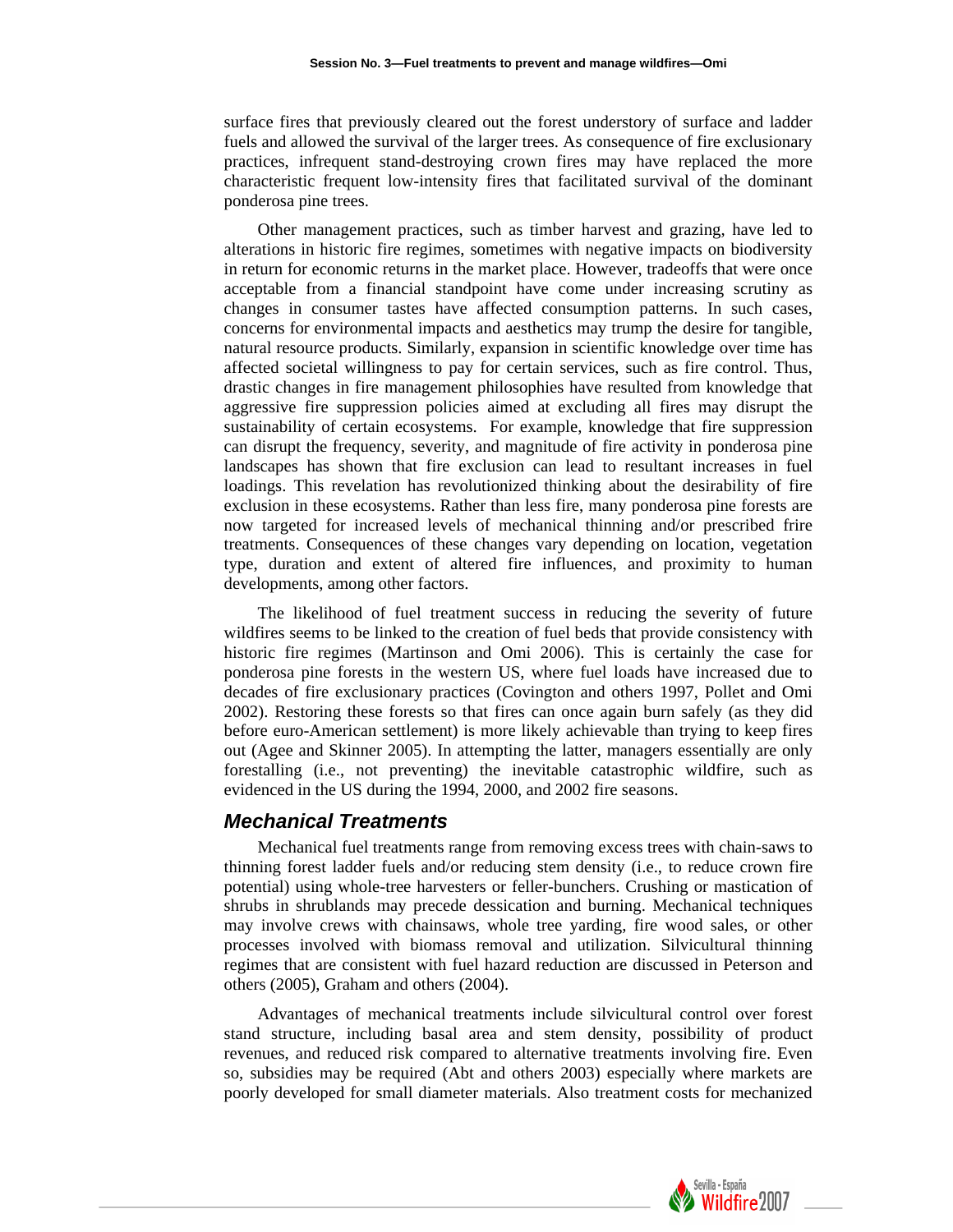surface fires that previously cleared out the forest understory of surface and ladder fuels and allowed the survival of the larger trees. As consequence of fire exclusionary practices, infrequent stand-destroying crown fires may have replaced the more characteristic frequent low-intensity fires that facilitated survival of the dominant ponderosa pine trees.

Other management practices, such as timber harvest and grazing, have led to alterations in historic fire regimes, sometimes with negative impacts on biodiversity in return for economic returns in the market place. However, tradeoffs that were once acceptable from a financial standpoint have come under increasing scrutiny as changes in consumer tastes have affected consumption patterns. In such cases, concerns for environmental impacts and aesthetics may trump the desire for tangible, natural resource products. Similarly, expansion in scientific knowledge over time has affected societal willingness to pay for certain services, such as fire control. Thus, drastic changes in fire management philosophies have resulted from knowledge that aggressive fire suppression policies aimed at excluding all fires may disrupt the sustainability of certain ecosystems. For example, knowledge that fire suppression can disrupt the frequency, severity, and magnitude of fire activity in ponderosa pine landscapes has shown that fire exclusion can lead to resultant increases in fuel loadings. This revelation has revolutionized thinking about the desirability of fire exclusion in these ecosystems. Rather than less fire, many ponderosa pine forests are now targeted for increased levels of mechanical thinning and/or prescribed frire treatments. Consequences of these changes vary depending on location, vegetation type, duration and extent of altered fire influences, and proximity to human developments, among other factors.

The likelihood of fuel treatment success in reducing the severity of future wildfires seems to be linked to the creation of fuel beds that provide consistency with historic fire regimes (Martinson and Omi 2006). This is certainly the case for ponderosa pine forests in the western US, where fuel loads have increased due to decades of fire exclusionary practices (Covington and others 1997, Pollet and Omi 2002). Restoring these forests so that fires can once again burn safely (as they did before euro-American settlement) is more likely achievable than trying to keep fires out (Agee and Skinner 2005). In attempting the latter, managers essentially are only forestalling (i.e., not preventing) the inevitable catastrophic wildfire, such as evidenced in the US during the 1994, 2000, and 2002 fire seasons.

## *Mechanical Treatments*

Mechanical fuel treatments range from removing excess trees with chain-saws to thinning forest ladder fuels and/or reducing stem density (i.e., to reduce crown fire potential) using whole-tree harvesters or feller-bunchers. Crushing or mastication of shrubs in shrublands may precede dessication and burning. Mechanical techniques may involve crews with chainsaws, whole tree yarding, fire wood sales, or other processes involved with biomass removal and utilization. Silvicultural thinning regimes that are consistent with fuel hazard reduction are discussed in Peterson and others (2005), Graham and others (2004).

Advantages of mechanical treatments include silvicultural control over forest stand structure, including basal area and stem density, possibility of product revenues, and reduced risk compared to alternative treatments involving fire. Even so, subsidies may be required (Abt and others 2003) especially where markets are poorly developed for small diameter materials. Also treatment costs for mechanized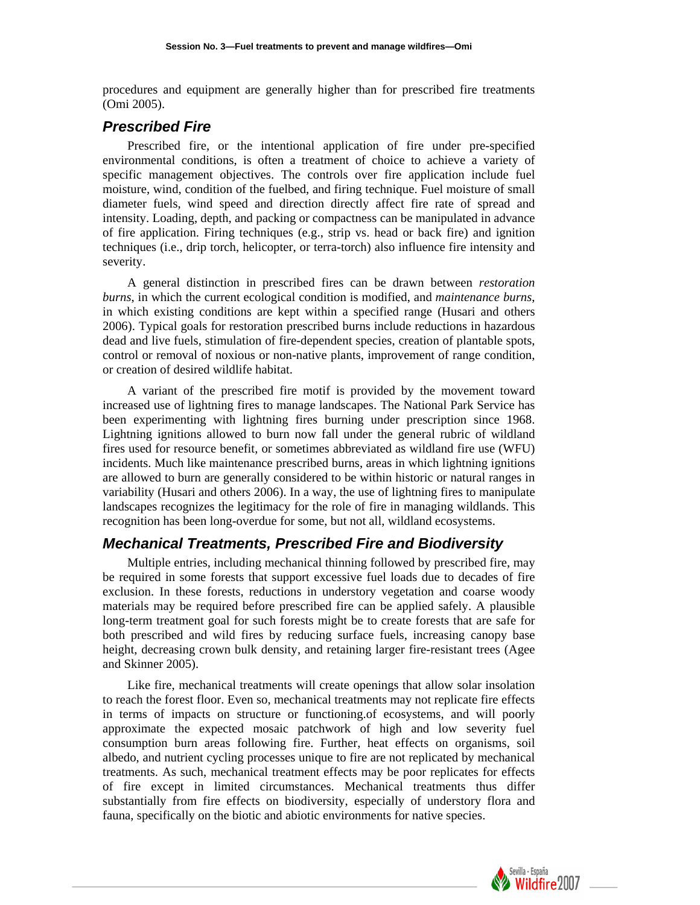procedures and equipment are generally higher than for prescribed fire treatments (Omi 2005).

## Prescribed Fire

Prescribed fire, or the intentional application of fire under pre-specified environmental conditions, is often a treatment of choice to achieve a variety of specific management objectives. The controls over fire application include fuel moisture, wind, condition of the fuelbed, and firing technique. Fuel moisture of small diameter fuels, wind speed and direction directly affect fire rate of spread and intensity. Loading, depth, and packing or compactness can be manipulated in advance of fire application. Firing techniques (e.g., strip vs. head or back fire) and ignition techniques (i.e., drip torch, helicopter, or terra-torch) also influence fire intensity and severity.

A general distinction in prescribed fires can be drawn between *restoration burns*, in which the current ecological condition is modified, and *maintenance burns*, in which existing conditions are kept within a specified range (Husari and others 2006). Typical goals for restoration prescribed burns include reductions in hazardous dead and live fuels, stimulation of fire-dependent species, creation of plantable spots, control or removal of noxious or non-native plants, improvement of range condition, or creation of desired wildlife habitat.

A variant of the prescribed fire motif is provided by the movement toward increased use of lightning fires to manage landscapes. The National Park Service has been experimenting with lightning fires burning under prescription since 1968. Lightning ignitions allowed to burn now fall under the general rubric of wildland fires used for resource benefit, or sometimes abbreviated as wildland fire use (WFU) incidents. Much like maintenance prescribed burns, areas in which lightning ignitions are allowed to burn are generally considered to be within historic or natural ranges in variability (Husari and others 2006). In a way, the use of lightning fires to manipulate landscapes recognizes the legitimacy for the role of fire in managing wildlands. This recognition has been long-overdue for some, but not all, wildland ecosystems.

## Mechanical Treatments, Prescribed Fire and Biodiversity

Multiple entries, including mechanical thinning followed by prescribed fire, may be required in some forests that support excessive fuel loads due to decades of fire exclusion. In these forests, reductions in understory vegetation and coarse woody materials may be required before prescribed fire can be applied safely. A plausible long-term treatment goal for such forests might be to create forests that are safe for both prescribed and wild fires by reducing surface fuels, increasing canopy base height, decreasing crown bulk density, and retaining larger fire-resistant trees (Agee and Skinner 2005).

Like fire, mechanical treatments will create openings that allow solar insolation to reach the forest floor. Even so, mechanical treatments may not replicate fire effects in terms of impacts on structure or functioning.of ecosystems, and will poorly approximate the expected mosaic patchwork of high and low severity fuel consumption burn areas following fire. Further, heat effects on organisms, soil albedo, and nutrient cycling processes unique to fire are not replicated by mechanical treatments. As such, mechanical treatment effects may be poor replicates for effects of fire except in limited circumstances. Mechanical treatments thus differ substantially from fire effects on biodiversity, especially of understory flora and fauna, specifically on the biotic and abiotic environments for native species.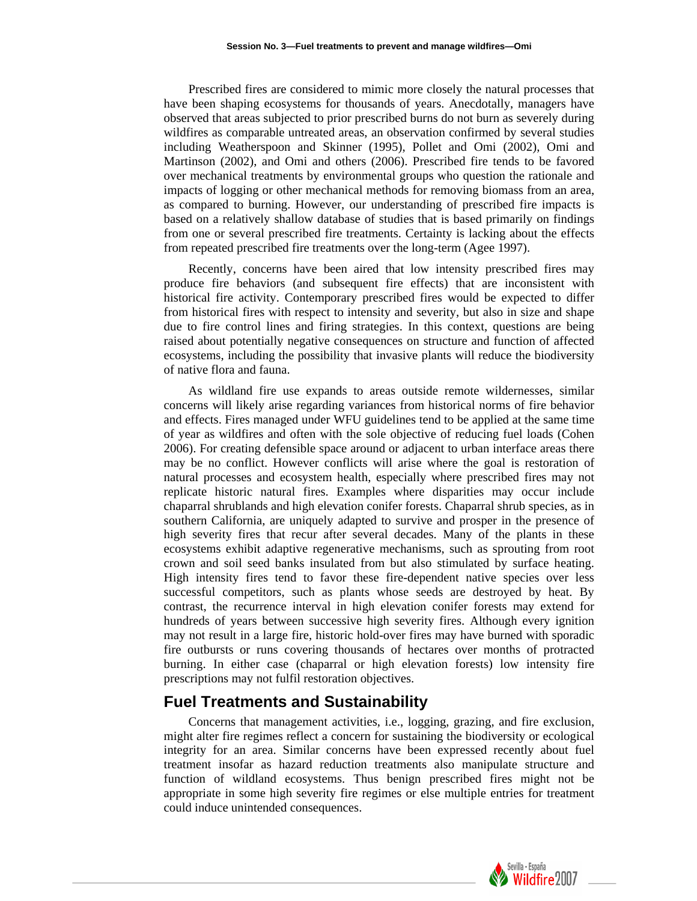Prescribed fires are considered to mimic more closely the natural processes that have been shaping ecosystems for thousands of years. Anecdotally, managers have observed that areas subjected to prior prescribed burns do not burn as severely during wildfires as comparable untreated areas, an observation confirmed by several studies including Weatherspoon and Skinner (1995), Pollet and Omi (2002), Omi and Martinson (2002), and Omi and others (2006). Prescribed fire tends to be favored over mechanical treatments by environmental groups who question the rationale and impacts of logging or other mechanical methods for removing biomass from an area, as compared to burning. However, our understanding of prescribed fire impacts is based on a relatively shallow database of studies that is based primarily on findings from one or several prescribed fire treatments. Certainty is lacking about the effects from repeated prescribed fire treatments over the long-term (Agee 1997).

Recently, concerns have been aired that low intensity prescribed fires may produce fire behaviors (and subsequent fire effects) that are inconsistent with historical fire activity. Contemporary prescribed fires would be expected to differ from historical fires with respect to intensity and severity, but also in size and shape due to fire control lines and firing strategies. In this context, questions are being raised about potentially negative consequences on structure and function of affected ecosystems, including the possibility that invasive plants will reduce the biodiversity of native flora and fauna.

As wildland fire use expands to areas outside remote wildernesses, similar concerns will likely arise regarding variances from historical norms of fire behavior and effects. Fires managed under WFU guidelines tend to be applied at the same time of year as wildfires and often with the sole objective of reducing fuel loads (Cohen 2006). For creating defensible space around or adjacent to urban interface areas there may be no conflict. However conflicts will arise where the goal is restoration of natural processes and ecosystem health, especially where prescribed fires may not replicate historic natural fires. Examples where disparities may occur include chaparral shrublands and high elevation conifer forests. Chaparral shrub species, as in southern California, are uniquely adapted to survive and prosper in the presence of high severity fires that recur after several decades. Many of the plants in these ecosystems exhibit adaptive regenerative mechanisms, such as sprouting from root crown and soil seed banks insulated from but also stimulated by surface heating. High intensity fires tend to favor these fire-dependent native species over less successful competitors, such as plants whose seeds are destroyed by heat. By contrast, the recurrence interval in high elevation conifer forests may extend for hundreds of years between successive high severity fires. Although every ignition may not result in a large fire, historic hold-over fires may have burned with sporadic fire outbursts or runs covering thousands of hectares over months of protracted burning. In either case (chaparral or high elevation forests) low intensity fire prescriptions may not fulfil restoration objectives.

## Fuel Treatments and Sustainability

Concerns that management activities, i.e., logging, grazing, and fire exclusion, might alter fire regimes reflect a concern for sustaining the biodiversity or ecological integrity for an area. Similar concerns have been expressed recently about fuel treatment insofar as hazard reduction treatments also manipulate structure and function of wildland ecosystems. Thus benign prescribed fires might not be appropriate in some high severity fire regimes or else multiple entries for treatment could induce unintended consequences.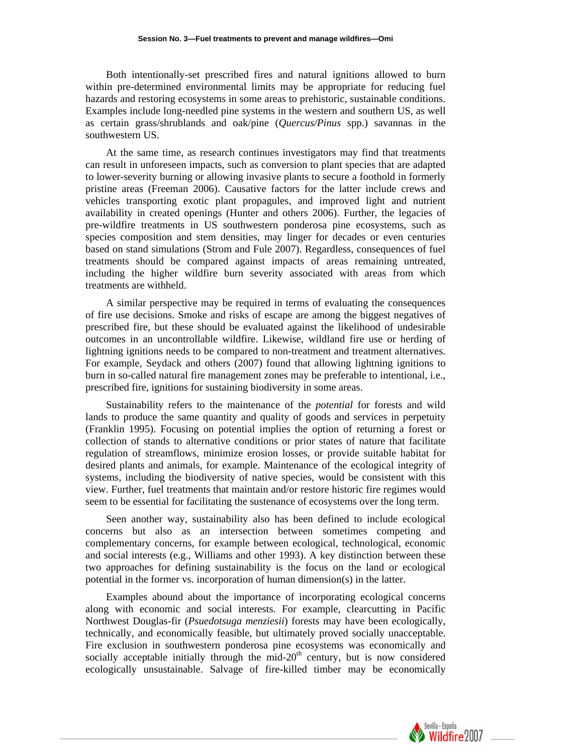Both intentionally-set prescribed fires and natural ignitions allowed to burn within pre-determined environmental limits may be appropriate for reducing fuel hazards and restoring ecosystems in some areas to prehistoric, sustainable conditions. Examples include long-needled pine systems in the western and southern US, as well as certain grass/shrublands and oak/pine (*Quercus/Pinus* spp.) savannas in the southwestern US.

At the same time, as research continues investigators may find that treatments can result in unforeseen impacts, such as conversion to plant species that are adapted to lower-severity burning or allowing invasive plants to secure a foothold in formerly pristine areas (Freeman 2006). Causative factors for the latter include crews and vehicles transporting exotic plant propagules, and improved light and nutrient availability in created openings (Hunter and others 2006). Further, the legacies of pre-wildfire treatments in US southwestern ponderosa pine ecosystems, such as species composition and stem densities, may linger for decades or even centuries based on stand simulations (Strom and Fule 2007). Regardless, consequences of fuel treatments should be compared against impacts of areas remaining untreated, including the higher wildfire burn severity associated with areas from which treatments are withheld.

A similar perspective may be required in terms of evaluating the consequences of fire use decisions. Smoke and risks of escape are among the biggest negatives of prescribed fire, but these should be evaluated against the likelihood of undesirable outcomes in an uncontrollable wildfire. Likewise, wildland fire use or herding of lightning ignitions needs to be compared to non-treatment and treatment alternatives. For example, Seydack and others (2007) found that allowing lightning ignitions to burn in so-called natural fire management zones may be preferable to intentional, i.e., prescribed fire, ignitions for sustaining biodiversity in some areas.

Sustainability refers to the maintenance of the *potential* for forests and wild lands to produce the same quantity and quality of goods and services in perpetuity (Franklin 1995). Focusing on potential implies the option of returning a forest or collection of stands to alternative conditions or prior states of nature that facilitate regulation of streamflows, minimize erosion losses, or provide suitable habitat for desired plants and animals, for example. Maintenance of the ecological integrity of systems, including the biodiversity of native species, would be consistent with this view. Further, fuel treatments that maintain and/or restore historic fire regimes would seem to be essential for facilitating the sustenance of ecosystems over the long term.

Seen another way, sustainability also has been defined to include ecological concerns but also as an intersection between sometimes competing and complementary concerns, for example between ecological, technological, economic and social interests (e.g., Williams and other 1993). A key distinction between these two approaches for defining sustainability is the focus on the land or ecological potential in the former vs. incorporation of human dimension(s) in the latter.

Examples abound about the importance of incorporating ecological concerns along with economic and social interests. For example, clearcutting in Pacific Northwest Douglas-fir (*Psuedotsuga menziesii*) forests may have been ecologically, technically, and economically feasible, but ultimately proved socially unacceptable. Fire exclusion in southwestern ponderosa pine ecosystems was economically and socially acceptable initially through the mid-20th century, but is now considered ecologically unsustainable. Salvage of fire-killed timber may be economically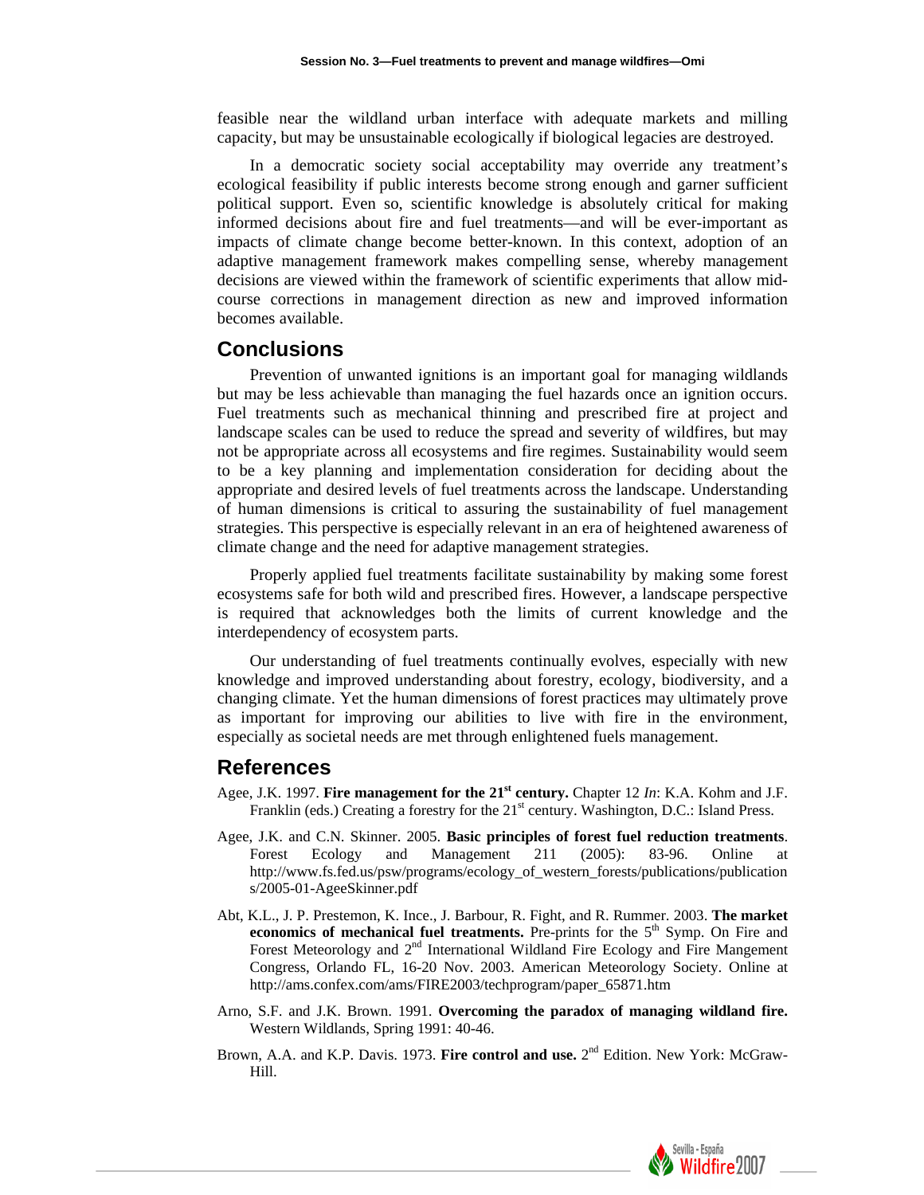feasible near the wildland urban interface with adequate markets and milling capacity, but may be unsustainable ecologically if biological legacies are destroyed.

In a democratic society social acceptability may override any treatment's ecological feasibility if public interests become strong enough and garner sufficient political support. Even so, scientific knowledge is absolutely critical for making informed decisions about fire and fuel treatments—and will be ever-important as impacts of climate change become better-known. In this context, adoption of an adaptive management framework makes compelling sense, whereby management decisions are viewed within the framework of scientific experiments that allow mid-course corrections in management direction as new and improved information becomes available.

## Conclusions

Prevention of unwanted ignitions is an important goal for managing wildlands but may be less achievable than managing the fuel hazards once an ignition occurs. Fuel treatments such as mechanical thinning and prescribed fire at project and landscape scales can be used to reduce the spread and severity of wildfires, but may not be appropriate across all ecosystems and fire regimes. Sustainability would seem to be a key planning and implementation consideration for deciding about the appropriate and desired levels of fuel treatments across the landscape. Understanding of human dimensions is critical to assuring the sustainability of fuel management strategies. This perspective is especially relevant in an era of heightened awareness of climate change and the need for adaptive management strategies.

Properly applied fuel treatments facilitate sustainability by making some forest ecosystems safe for both wild and prescribed fires. However, a landscape perspective is required that acknowledges both the limits of current knowledge and the interdependency of ecosystem parts.

Our understanding of fuel treatments continually evolves, especially with new knowledge and improved understanding about forestry, ecology, biodiversity, and a changing climate. Yet the human dimensions of forest practices may ultimately prove as important for improving our abilities to live with fire in the environment, especially as societal needs are met through enlightened fuels management.

## References

Agee, J.K. 1997. **Fire management for the 21st century.** Chapter 12 *In*: K.A. Kohm and J.F. Franklin (eds.) Creating a forestry for the 21st century. Washington, D.C.: Island Press.

Agee, J.K. and C.N. Skinner. 2005. **Basic principles of forest fuel reduction treatments**. Forest Ecology and Management 211 (2005): 83-96. Online at http://www.fs.fed.us/psw/programs/ecology_of_western_forests/publications/publications/2005-01-AgeeSkinner.pdf

Abt, K.L., J. P. Prestemon, K. Ince., J. Barbour, R. Fight, and R. Rummer. 2003. **The market economics of mechanical fuel treatments.** Pre-prints for the 5th Symp. On Fire and Forest Meteorology and 2nd International Wildland Fire Ecology and Fire Mangement Congress, Orlando FL, 16-20 Nov. 2003. American Meteorology Society. Online at http://ams.confex.com/ams/FIRE2003/techprogram/paper_65871.htm

Arno, S.F. and J.K. Brown. 1991. **Overcoming the paradox of managing wildland fire.** Western Wildlands, Spring 1991: 40-46.

Brown, A.A. and K.P. Davis. 1973. **Fire control and use.** 2nd Edition. New York: McGraw-Hill.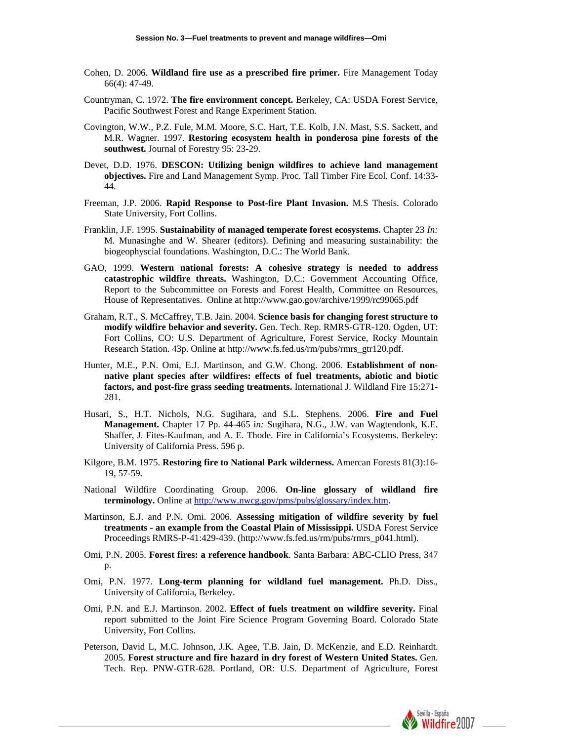Cohen, D. 2006. **Wildland fire use as a prescribed fire primer.** Fire Management Today 66(4): 47-49.

Countryman, C. 1972. **The fire environment concept.** Berkeley, CA: USDA Forest Service, Pacific Southwest Forest and Range Experiment Station.

Covington, W.W., P.Z. Fule, M.M. Moore, S.C. Hart, T.E. Kolb, J.N. Mast, S.S. Sackett, and M.R. Wagner. 1997. **Restoring ecosystem health in ponderosa pine forests of the southwest.** Journal of Forestry 95: 23-29.

Devet, D.D. 1976. **DESCON: Utilizing benign wildfires to achieve land management objectives.** Fire and Land Management Symp. Proc. Tall Timber Fire Ecol. Conf. 14:33-44.

Freeman, J.P. 2006. **Rapid Response to Post-fire Plant Invasion.** M.S Thesis. Colorado State University, Fort Collins.

Franklin, J.F. 1995. **Sustainability of managed temperate forest ecosystems.** Chapter 23 *In:* M. Munasinghe and W. Shearer (editors). Defining and measuring sustainability: the biogeophyscial foundations. Washington, D.C.: The World Bank.

GAO, 1999. **Western national forests: A cohesive strategy is needed to address catastrophic wildfire threats.** Washington, D.C.: Government Accounting Office, Report to the Subcommittee on Forests and Forest Health, Committee on Resources, House of Representatives. Online at http://www.gao.gov/archive/1999/rc99065.pdf

Graham, R.T., S. McCaffrey, T.B. Jain. 2004. **Science basis for changing forest structure to modify wildfire behavior and severity.** Gen. Tech. Rep. RMRS-GTR-120. Ogden, UT: Fort Collins, CO: U.S. Department of Agriculture, Forest Service, Rocky Mountain Research Station. 43p. Online at http://www.fs.fed.us/rm/pubs/rmrs_gtr120.pdf.

Hunter, M.E., P.N. Omi, E.J. Martinson, and G.W. Chong. 2006. **Establishment of non-native plant species after wildfires: effects of fuel treatments, abiotic and biotic factors, and post-fire grass seeding treatments.** International J. Wildland Fire 15:271-281.

Husari, S., H.T. Nichols, N.G. Sugihara, and S.L. Stephens. 2006. **Fire and Fuel Management.** Chapter 17 Pp. 44-465 i*n:* Sugihara, N.G., J.W. van Wagtendonk, K.E. Shaffer, J. Fites-Kaufman, and A. E. Thode. Fire in California's Ecosystems. Berkeley: University of California Press. 596 p.

Kilgore, B.M. 1975. **Restoring fire to National Park wilderness.** Amercan Forests 81(3):16-19, 57-59.

National Wildfire Coordinating Group. 2006. **On-line glossary of wildland fire terminology.** Online at [http://www.nwcg.gov/pms/pubs/glossary/index.htm](http://www.nwcg.gov/pms/pubs/glossary/index.htm).

Martinson, E.J. and P.N. Omi. 2006. **Assessing mitigation of wildfire severity by fuel treatments - an example from the Coastal Plain of Mississippi.** USDA Forest Service Proceedings RMRS-P-41:429-439. (http://www.fs.fed.us/rm/pubs/rmrs_p041.html).

Omi, P.N. 2005. **Forest fires: a reference handbook**. Santa Barbara: ABC-CLIO Press, 347 p.

Omi, P.N. 1977. **Long-term planning for wildland fuel management.** Ph.D. Diss., University of California, Berkeley.

Omi, P.N. and E.J. Martinson. 2002. **Effect of fuels treatment on wildfire severity.** Final report submitted to the Joint Fire Science Program Governing Board. Colorado State University, Fort Collins.

Peterson, David L, M.C. Johnson, J.K. Agee, T.B. Jain, D. McKenzie, and E.D. Reinhardt. 2005. **Forest structure and fire hazard in dry forest of Western United States.** Gen. Tech. Rep. PNW-GTR-628. Portland, OR: U.S. Department of Agriculture, Forest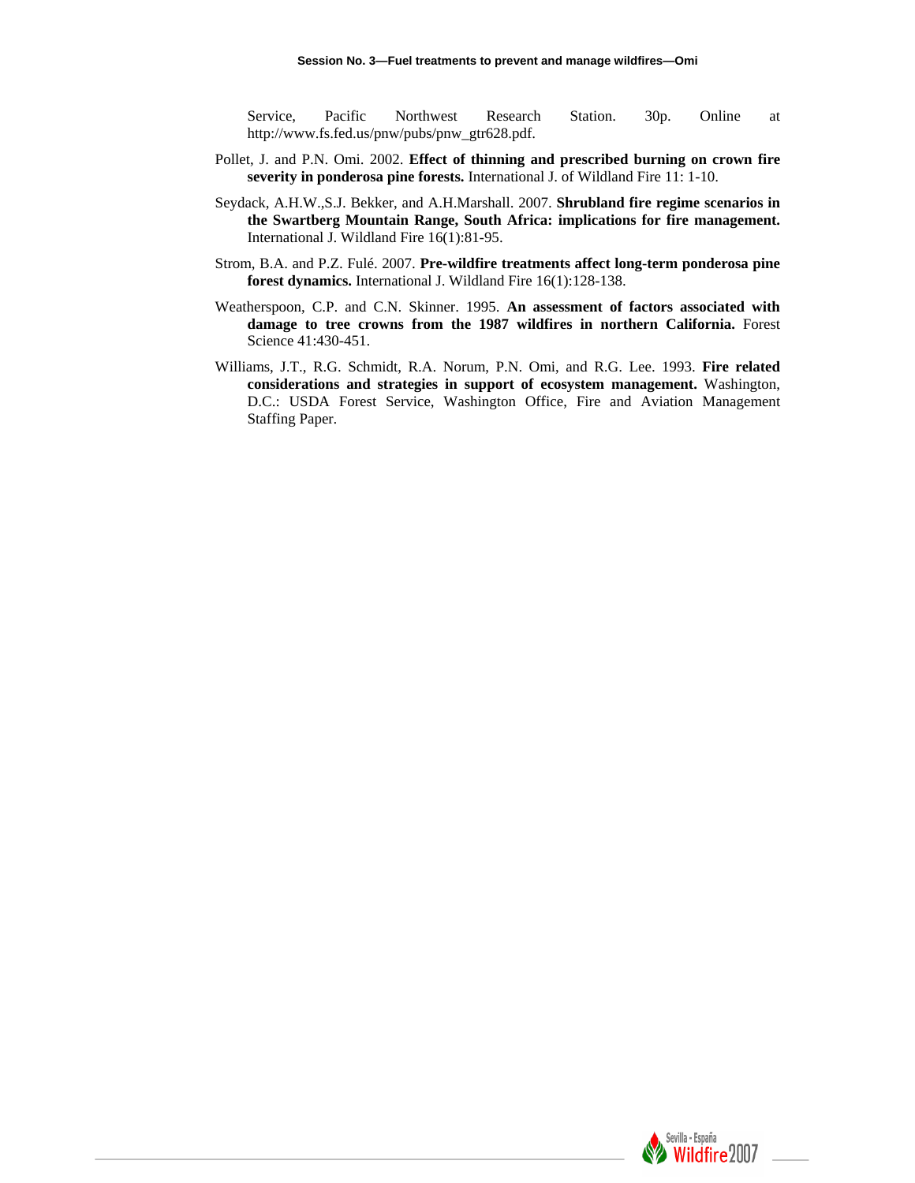Service, Pacific Northwest Research Station. 30p. Online at http://www.fs.fed.us/pnw/pubs/pnw_gtr628.pdf.

Pollet, J. and P.N. Omi. 2002. **Effect of thinning and prescribed burning on crown fire severity in ponderosa pine forests.** International J. of Wildland Fire 11: 1-10.

Seydack, A.H.W.,S.J. Bekker, and A.H.Marshall. 2007. **Shrubland fire regime scenarios in the Swartberg Mountain Range, South Africa: implications for fire management.** International J. Wildland Fire 16(1):81-95.

Strom, B.A. and P.Z. Fulé. 2007. **Pre-wildfire treatments affect long-term ponderosa pine forest dynamics.** International J. Wildland Fire 16(1):128-138.

Weatherspoon, C.P. and C.N. Skinner. 1995. **An assessment of factors associated with damage to tree crowns from the 1987 wildfires in northern California.** Forest Science 41:430-451.

Williams, J.T., R.G. Schmidt, R.A. Norum, P.N. Omi, and R.G. Lee. 1993. **Fire related considerations and strategies in support of ecosystem management.** Washington, D.C.: USDA Forest Service, Washington Office, Fire and Aviation Management Staffing Paper.